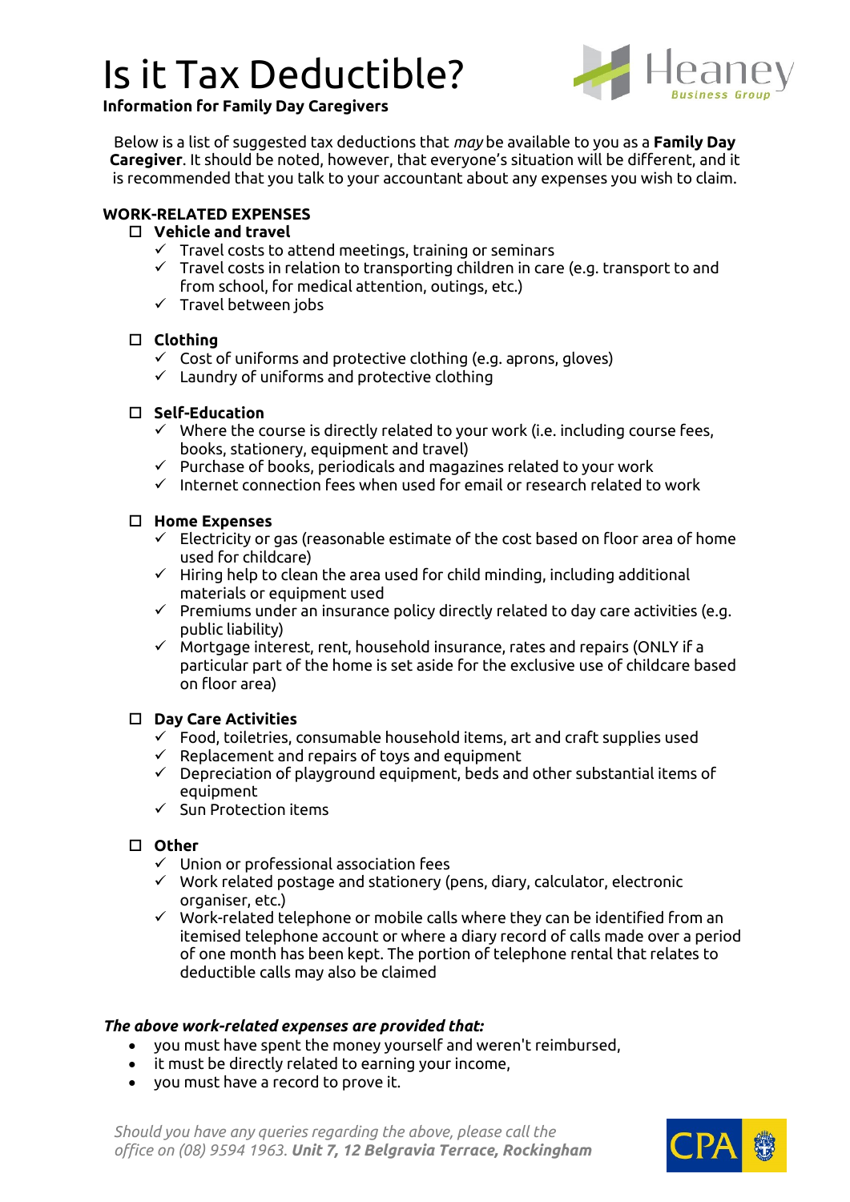# Is it Tax Deductible?

**Information for Family Day Caregivers**

Below is a list of suggested tax deductions that *may* be available to you as a **Family Day Caregiver**. It should be noted, however, that everyone's situation will be different, and it is recommended that you talk to your accountant about any expenses you wish to claim.

## WORK-RELATED EXPENSES

- **Vehicle and travel**
  - ✓ Travel costs to attend meetings, training or seminars
  - ✓ Travel costs in relation to transporting children in care (e.g. transport to and from school, for medical attention, outings, etc.)
  - ✓ Travel between jobs

- **Clothing**
  - ✓ Cost of uniforms and protective clothing (e.g. aprons, gloves)
  - ✓ Laundry of uniforms and protective clothing

- **Self-Education**
  - ✓ Where the course is directly related to your work (i.e. including course fees, books, stationery, equipment and travel)
  - ✓ Purchase of books, periodicals and magazines related to your work
  - ✓ Internet connection fees when used for email or research related to work

- **Home Expenses**
  - ✓ Electricity or gas (reasonable estimate of the cost based on floor area of home used for childcare)
  - ✓ Hiring help to clean the area used for child minding, including additional materials or equipment used
  - ✓ Premiums under an insurance policy directly related to day care activities (e.g. public liability)
  - ✓ Mortgage interest, rent, household insurance, rates and repairs (ONLY if a particular part of the home is set aside for the exclusive use of childcare based on floor area)

- **Day Care Activities**
  - ✓ Food, toiletries, consumable household items, art and craft supplies used
  - ✓ Replacement and repairs of toys and equipment
  - ✓ Depreciation of playground equipment, beds and other substantial items of equipment
  - ✓ Sun Protection items

- **Other**
  - ✓ Union or professional association fees
  - ✓ Work related postage and stationery (pens, diary, calculator, electronic organiser, etc.)
  - ✓ Work-related telephone or mobile calls where they can be identified from an itemised telephone account or where a diary record of calls made over a period of one month has been kept. The portion of telephone rental that relates to deductible calls may also be claimed

***The above work-related expenses are provided that:***

- you must have spent the money yourself and weren't reimbursed,
- it must be directly related to earning your income,
- you must have a record to prove it.

*Should you have any queries regarding the above, please call the office on (08) 9594 1963.* ***Unit 7, 12 Belgravia Terrace, Rockingham***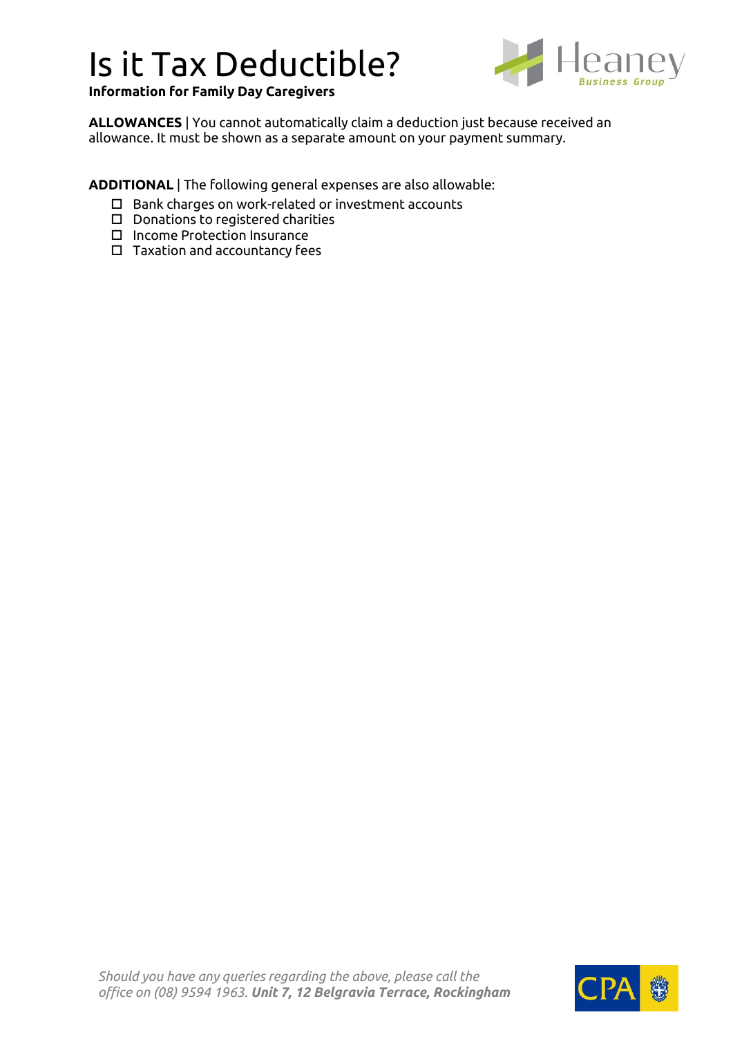# Is it Tax Deductible?

**Information for Family Day Caregivers**

**ALLOWANCES** | You cannot automatically claim a deduction just because received an allowance. It must be shown as a separate amount on your payment summary.

**ADDITIONAL** | The following general expenses are also allowable:

- ☐ Bank charges on work-related or investment accounts
- ☐ Donations to registered charities
- ☐ Income Protection Insurance
- ☐ Taxation and accountancy fees

*Should you have any queries regarding the above, please call the office on (08) 9594 1963.* ***Unit 7, 12 Belgravia Terrace, Rockingham***